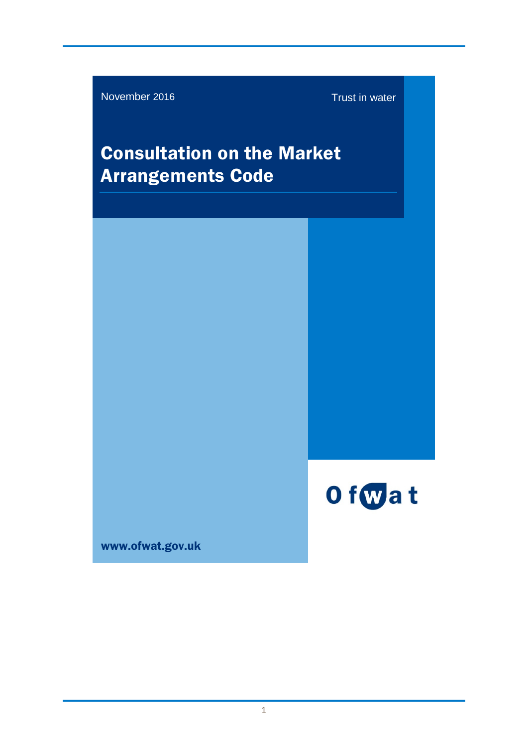November 2016

Trust in water

# Consultation on the Market Arrangements Code

Ofwat

www.ofwat.gov.uk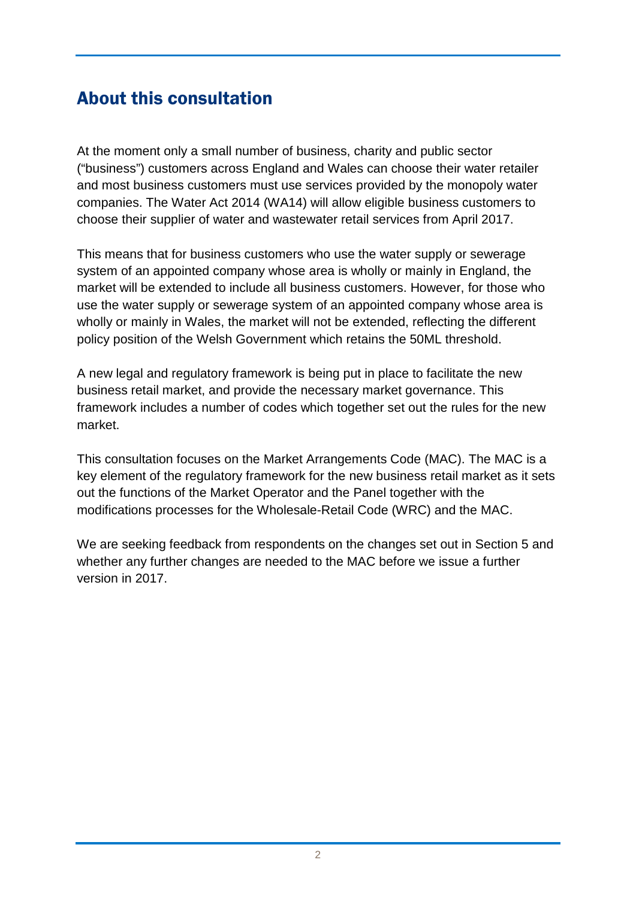## About this consultation

At the moment only a small number of business, charity and public sector ("business") customers across England and Wales can choose their water retailer and most business customers must use services provided by the monopoly water companies. The Water Act 2014 (WA14) will allow eligible business customers to choose their supplier of water and wastewater retail services from April 2017.

This means that for business customers who use the water supply or sewerage system of an appointed company whose area is wholly or mainly in England, the market will be extended to include all business customers. However, for those who use the water supply or sewerage system of an appointed company whose area is wholly or mainly in Wales, the market will not be extended, reflecting the different policy position of the Welsh Government which retains the 50ML threshold.

A new legal and regulatory framework is being put in place to facilitate the new business retail market, and provide the necessary market governance. This framework includes a number of codes which together set out the rules for the new market.

This consultation focuses on the Market Arrangements Code (MAC). The MAC is a key element of the regulatory framework for the new business retail market as it sets out the functions of the Market Operator and the Panel together with the modifications processes for the Wholesale-Retail Code (WRC) and the MAC.

We are seeking feedback from respondents on the changes set out in Section 5 and whether any further changes are needed to the MAC before we issue a further version in 2017.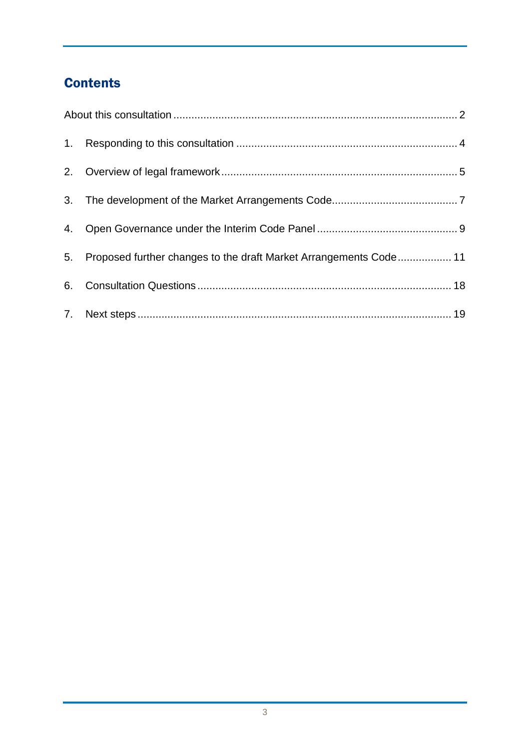## Contents

About this consultation ..... 2

1. Responding to this consultation ..... 4
2. Overview of legal framework ..... 5
3. The development of the Market Arrangements Code ..... 7
4. Open Governance under the Interim Code Panel ..... 9
5. Proposed further changes to the draft Market Arrangements Code ..... 11
6. Consultation Questions ..... 18
7. Next steps ..... 19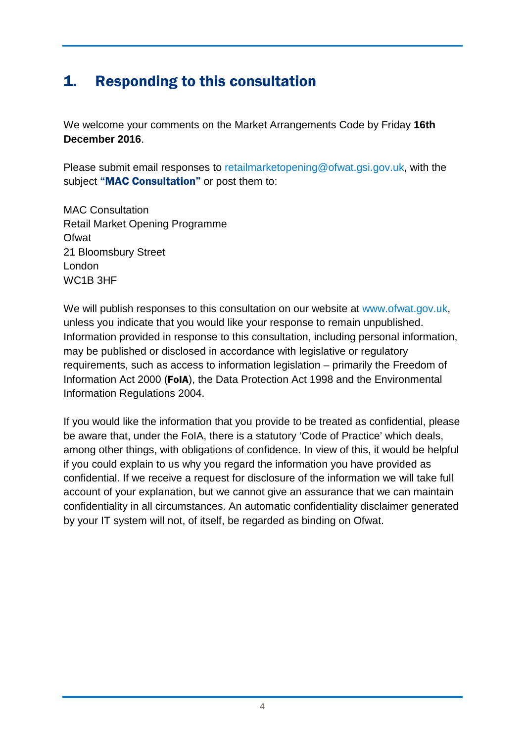# 1. Responding to this consultation

We welcome your comments on the Market Arrangements Code by Friday **16th December 2016**.

Please submit email responses to retailmarketopening@ofwat.gsi.gov.uk, with the subject **"MAC Consultation"** or post them to:

MAC Consultation
Retail Market Opening Programme
Ofwat
21 Bloomsbury Street
London
WC1B 3HF

We will publish responses to this consultation on our website at www.ofwat.gov.uk, unless you indicate that you would like your response to remain unpublished. Information provided in response to this consultation, including personal information, may be published or disclosed in accordance with legislative or regulatory requirements, such as access to information legislation – primarily the Freedom of Information Act 2000 (**FoIA**), the Data Protection Act 1998 and the Environmental Information Regulations 2004.

If you would like the information that you provide to be treated as confidential, please be aware that, under the FoIA, there is a statutory 'Code of Practice' which deals, among other things, with obligations of confidence. In view of this, it would be helpful if you could explain to us why you regard the information you have provided as confidential. If we receive a request for disclosure of the information we will take full account of your explanation, but we cannot give an assurance that we can maintain confidentiality in all circumstances. An automatic confidentiality disclaimer generated by your IT system will not, of itself, be regarded as binding on Ofwat.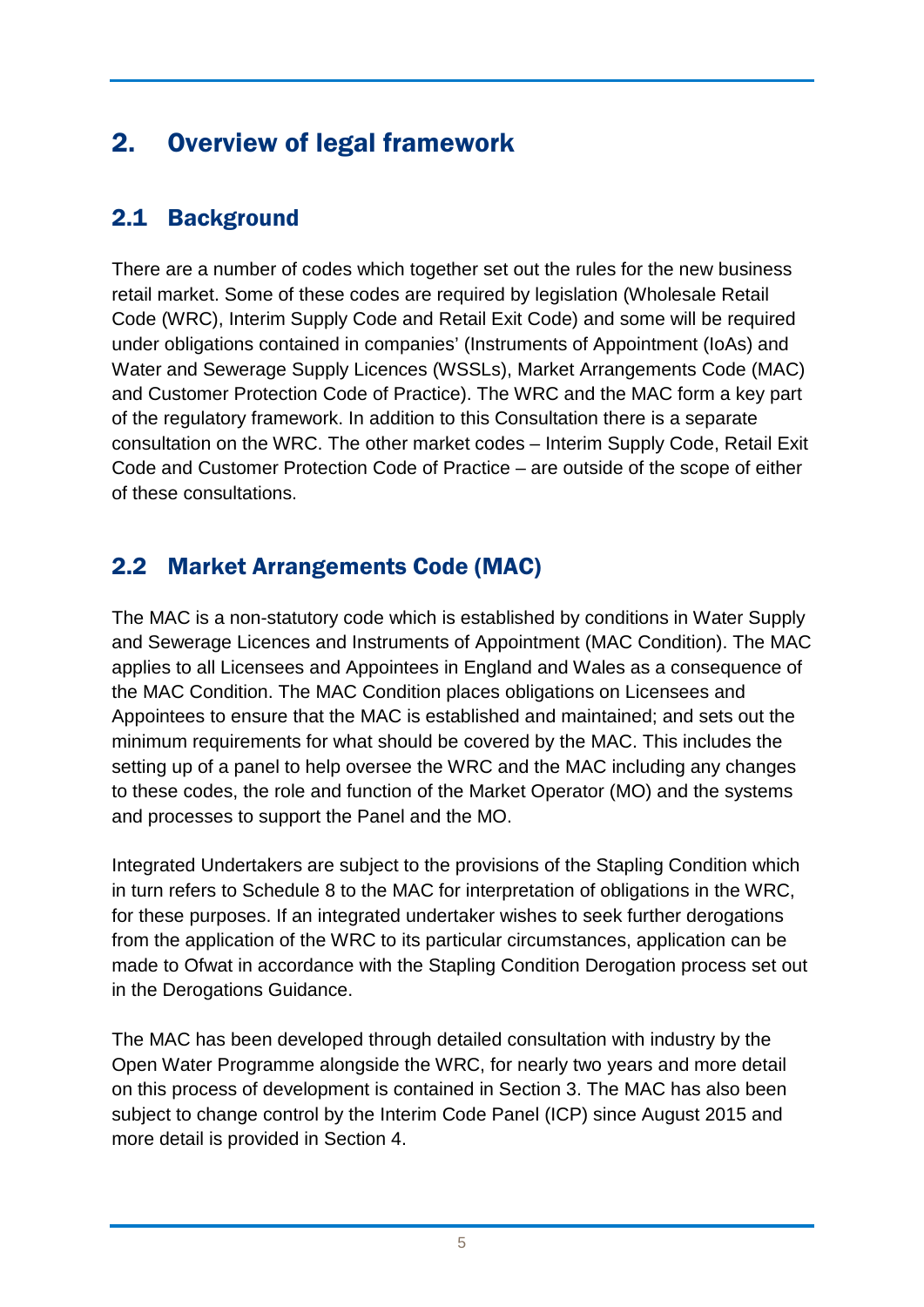# 2. Overview of legal framework

## 2.1 Background

There are a number of codes which together set out the rules for the new business retail market. Some of these codes are required by legislation (Wholesale Retail Code (WRC), Interim Supply Code and Retail Exit Code) and some will be required under obligations contained in companies' (Instruments of Appointment (IoAs) and Water and Sewerage Supply Licences (WSSLs), Market Arrangements Code (MAC) and Customer Protection Code of Practice). The WRC and the MAC form a key part of the regulatory framework. In addition to this Consultation there is a separate consultation on the WRC. The other market codes – Interim Supply Code, Retail Exit Code and Customer Protection Code of Practice – are outside of the scope of either of these consultations.

## 2.2 Market Arrangements Code (MAC)

The MAC is a non-statutory code which is established by conditions in Water Supply and Sewerage Licences and Instruments of Appointment (MAC Condition). The MAC applies to all Licensees and Appointees in England and Wales as a consequence of the MAC Condition. The MAC Condition places obligations on Licensees and Appointees to ensure that the MAC is established and maintained; and sets out the minimum requirements for what should be covered by the MAC. This includes the setting up of a panel to help oversee the WRC and the MAC including any changes to these codes, the role and function of the Market Operator (MO) and the systems and processes to support the Panel and the MO.

Integrated Undertakers are subject to the provisions of the Stapling Condition which in turn refers to Schedule 8 to the MAC for interpretation of obligations in the WRC, for these purposes. If an integrated undertaker wishes to seek further derogations from the application of the WRC to its particular circumstances, application can be made to Ofwat in accordance with the Stapling Condition Derogation process set out in the Derogations Guidance.

The MAC has been developed through detailed consultation with industry by the Open Water Programme alongside the WRC, for nearly two years and more detail on this process of development is contained in Section 3. The MAC has also been subject to change control by the Interim Code Panel (ICP) since August 2015 and more detail is provided in Section 4.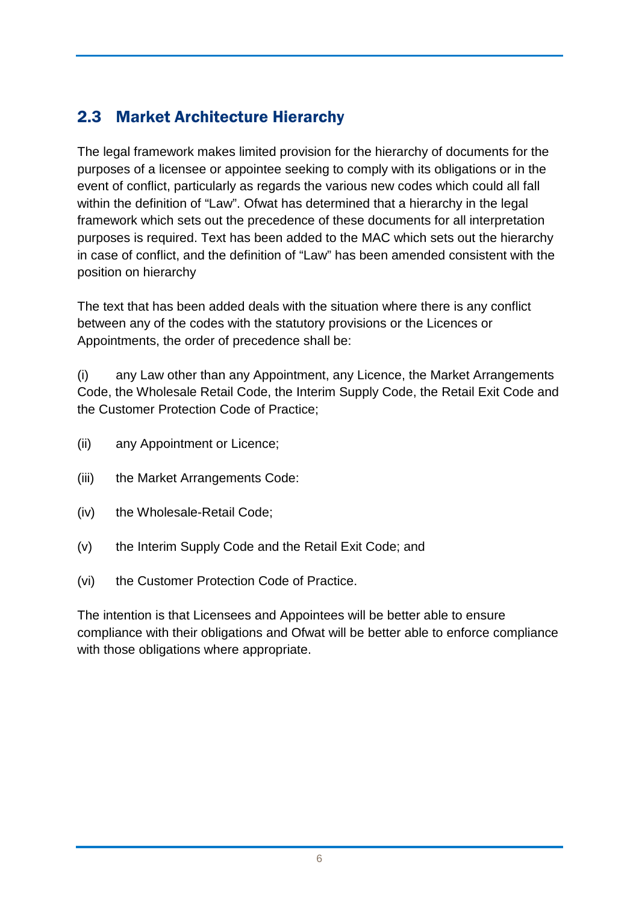## 2.3 Market Architecture Hierarchy

The legal framework makes limited provision for the hierarchy of documents for the purposes of a licensee or appointee seeking to comply with its obligations or in the event of conflict, particularly as regards the various new codes which could all fall within the definition of "Law". Ofwat has determined that a hierarchy in the legal framework which sets out the precedence of these documents for all interpretation purposes is required. Text has been added to the MAC which sets out the hierarchy in case of conflict, and the definition of "Law" has been amended consistent with the position on hierarchy

The text that has been added deals with the situation where there is any conflict between any of the codes with the statutory provisions or the Licences or Appointments, the order of precedence shall be:

(i) any Law other than any Appointment, any Licence, the Market Arrangements Code, the Wholesale Retail Code, the Interim Supply Code, the Retail Exit Code and the Customer Protection Code of Practice;

(ii) any Appointment or Licence;

(iii) the Market Arrangements Code:

(iv) the Wholesale-Retail Code;

(v) the Interim Supply Code and the Retail Exit Code; and

(vi) the Customer Protection Code of Practice.

The intention is that Licensees and Appointees will be better able to ensure compliance with their obligations and Ofwat will be better able to enforce compliance with those obligations where appropriate.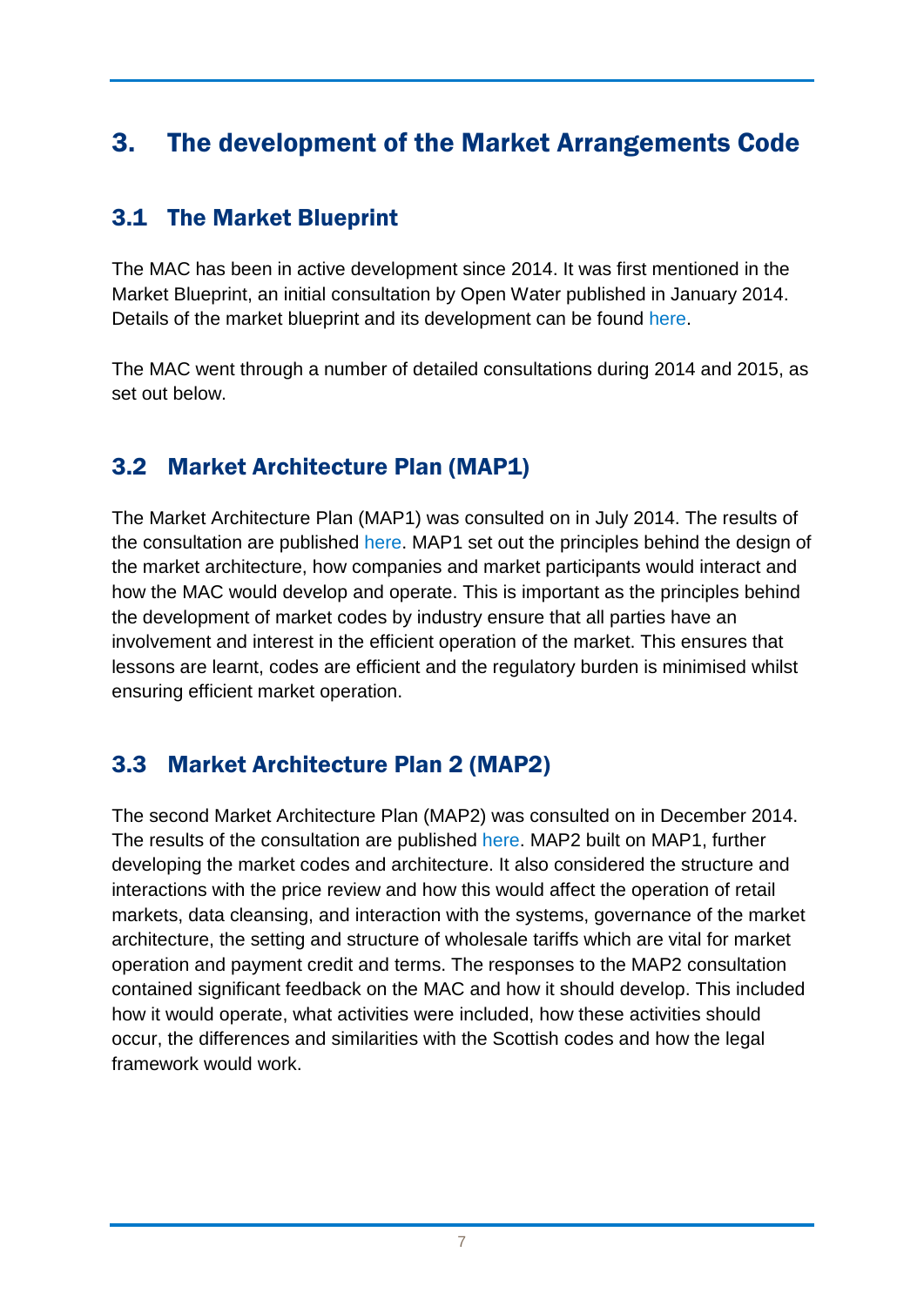# 3. The development of the Market Arrangements Code

## 3.1 The Market Blueprint

The MAC has been in active development since 2014. It was first mentioned in the Market Blueprint, an initial consultation by Open Water published in January 2014. Details of the market blueprint and its development can be found here.

The MAC went through a number of detailed consultations during 2014 and 2015, as set out below.

## 3.2 Market Architecture Plan (MAP1)

The Market Architecture Plan (MAP1) was consulted on in July 2014. The results of the consultation are published here. MAP1 set out the principles behind the design of the market architecture, how companies and market participants would interact and how the MAC would develop and operate. This is important as the principles behind the development of market codes by industry ensure that all parties have an involvement and interest in the efficient operation of the market. This ensures that lessons are learnt, codes are efficient and the regulatory burden is minimised whilst ensuring efficient market operation.

## 3.3 Market Architecture Plan 2 (MAP2)

The second Market Architecture Plan (MAP2) was consulted on in December 2014. The results of the consultation are published here. MAP2 built on MAP1, further developing the market codes and architecture. It also considered the structure and interactions with the price review and how this would affect the operation of retail markets, data cleansing, and interaction with the systems, governance of the market architecture, the setting and structure of wholesale tariffs which are vital for market operation and payment credit and terms. The responses to the MAP2 consultation contained significant feedback on the MAC and how it should develop. This included how it would operate, what activities were included, how these activities should occur, the differences and similarities with the Scottish codes and how the legal framework would work.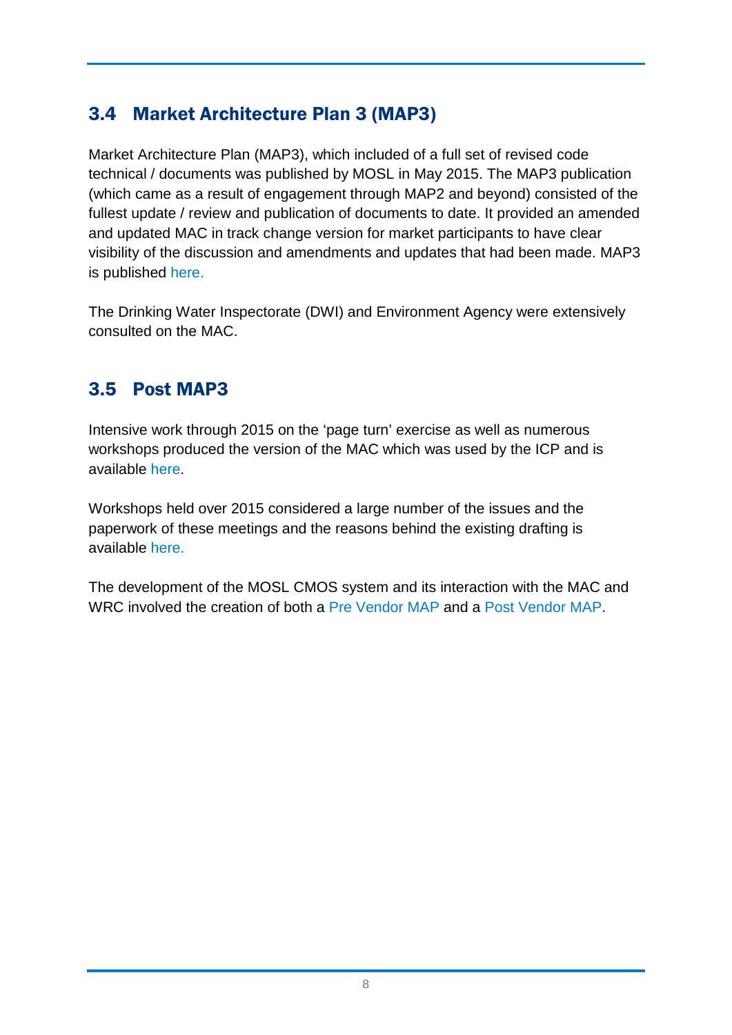## 3.4 Market Architecture Plan 3 (MAP3)

Market Architecture Plan (MAP3), which included of a full set of revised code technical / documents was published by MOSL in May 2015. The MAP3 publication (which came as a result of engagement through MAP2 and beyond) consisted of the fullest update / review and publication of documents to date. It provided an amended and updated MAC in track change version for market participants to have clear visibility of the discussion and amendments and updates that had been made. MAP3 is published here.

The Drinking Water Inspectorate (DWI) and Environment Agency were extensively consulted on the MAC.

## 3.5 Post MAP3

Intensive work through 2015 on the 'page turn' exercise as well as numerous workshops produced the version of the MAC which was used by the ICP and is available here.

Workshops held over 2015 considered a large number of the issues and the paperwork of these meetings and the reasons behind the existing drafting is available here.

The development of the MOSL CMOS system and its interaction with the MAC and WRC involved the creation of both a Pre Vendor MAP and a Post Vendor MAP.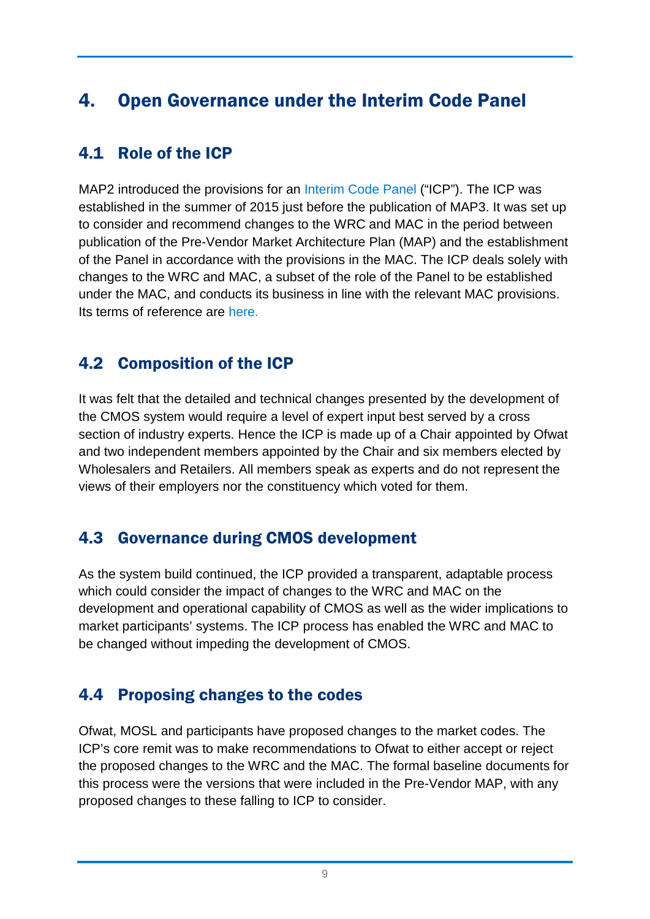# 4. Open Governance under the Interim Code Panel

## 4.1 Role of the ICP

MAP2 introduced the provisions for an Interim Code Panel ("ICP"). The ICP was established in the summer of 2015 just before the publication of MAP3. It was set up to consider and recommend changes to the WRC and MAC in the period between publication of the Pre-Vendor Market Architecture Plan (MAP) and the establishment of the Panel in accordance with the provisions in the MAC. The ICP deals solely with changes to the WRC and MAC, a subset of the role of the Panel to be established under the MAC, and conducts its business in line with the relevant MAC provisions. Its terms of reference are here.

## 4.2 Composition of the ICP

It was felt that the detailed and technical changes presented by the development of the CMOS system would require a level of expert input best served by a cross section of industry experts. Hence the ICP is made up of a Chair appointed by Ofwat and two independent members appointed by the Chair and six members elected by Wholesalers and Retailers. All members speak as experts and do not represent the views of their employers nor the constituency which voted for them.

## 4.3 Governance during CMOS development

As the system build continued, the ICP provided a transparent, adaptable process which could consider the impact of changes to the WRC and MAC on the development and operational capability of CMOS as well as the wider implications to market participants' systems. The ICP process has enabled the WRC and MAC to be changed without impeding the development of CMOS.

## 4.4 Proposing changes to the codes

Ofwat, MOSL and participants have proposed changes to the market codes. The ICP's core remit was to make recommendations to Ofwat to either accept or reject the proposed changes to the WRC and the MAC. The formal baseline documents for this process were the versions that were included in the Pre-Vendor MAP, with any proposed changes to these falling to ICP to consider.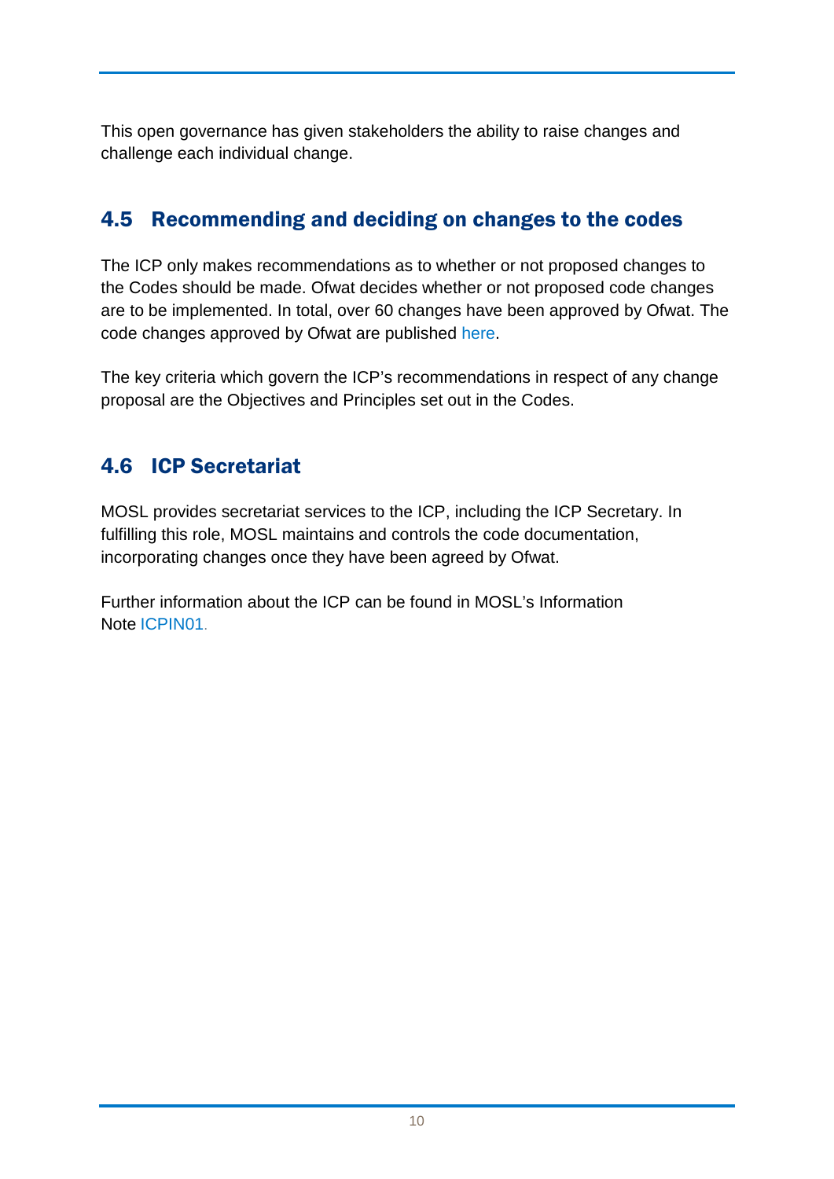This open governance has given stakeholders the ability to raise changes and challenge each individual change.

## 4.5 Recommending and deciding on changes to the codes

The ICP only makes recommendations as to whether or not proposed changes to the Codes should be made. Ofwat decides whether or not proposed code changes are to be implemented. In total, over 60 changes have been approved by Ofwat. The code changes approved by Ofwat are published here.

The key criteria which govern the ICP's recommendations in respect of any change proposal are the Objectives and Principles set out in the Codes.

## 4.6 ICP Secretariat

MOSL provides secretariat services to the ICP, including the ICP Secretary. In fulfilling this role, MOSL maintains and controls the code documentation, incorporating changes once they have been agreed by Ofwat.

Further information about the ICP can be found in MOSL's Information Note ICPIN01.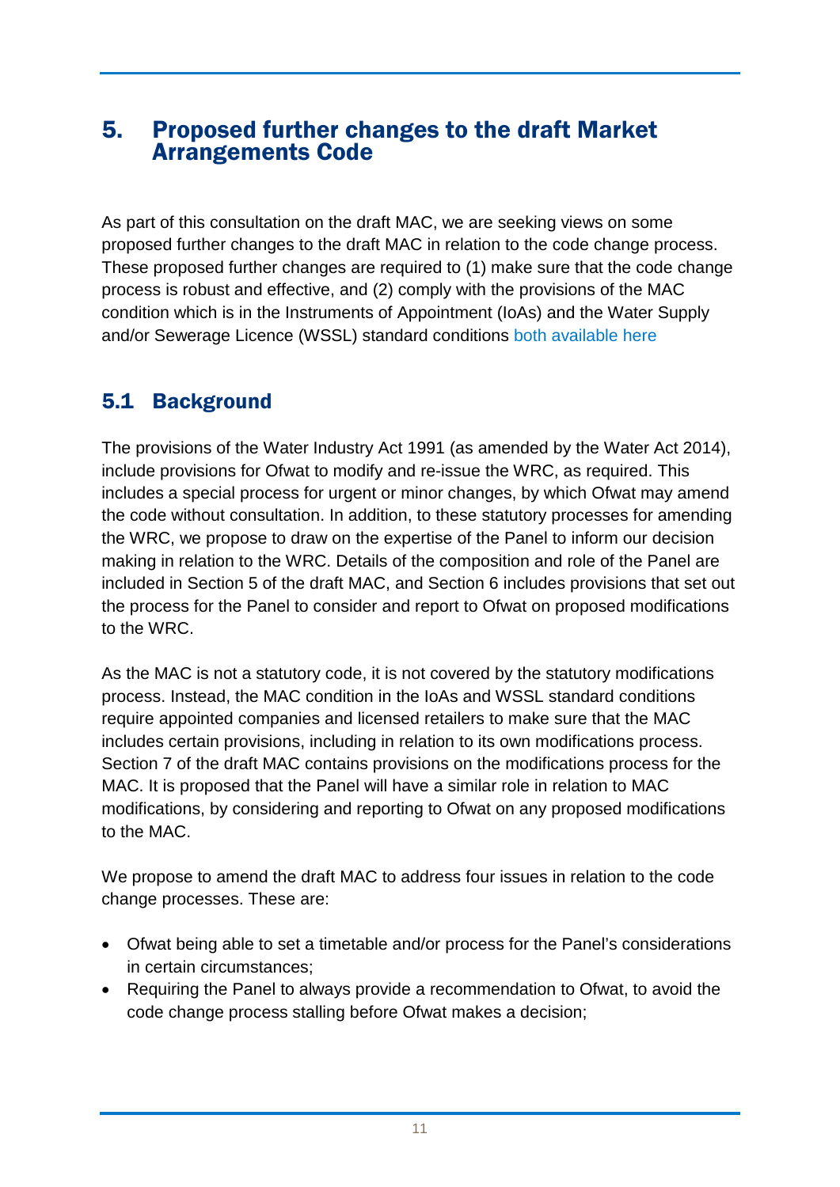# 5. Proposed further changes to the draft Market Arrangements Code

As part of this consultation on the draft MAC, we are seeking views on some proposed further changes to the draft MAC in relation to the code change process. These proposed further changes are required to (1) make sure that the code change process is robust and effective, and (2) comply with the provisions of the MAC condition which is in the Instruments of Appointment (IoAs) and the Water Supply and/or Sewerage Licence (WSSL) standard conditions both available here

## 5.1 Background

The provisions of the Water Industry Act 1991 (as amended by the Water Act 2014), include provisions for Ofwat to modify and re-issue the WRC, as required. This includes a special process for urgent or minor changes, by which Ofwat may amend the code without consultation. In addition, to these statutory processes for amending the WRC, we propose to draw on the expertise of the Panel to inform our decision making in relation to the WRC. Details of the composition and role of the Panel are included in Section 5 of the draft MAC, and Section 6 includes provisions that set out the process for the Panel to consider and report to Ofwat on proposed modifications to the WRC.

As the MAC is not a statutory code, it is not covered by the statutory modifications process. Instead, the MAC condition in the IoAs and WSSL standard conditions require appointed companies and licensed retailers to make sure that the MAC includes certain provisions, including in relation to its own modifications process. Section 7 of the draft MAC contains provisions on the modifications process for the MAC. It is proposed that the Panel will have a similar role in relation to MAC modifications, by considering and reporting to Ofwat on any proposed modifications to the MAC.

We propose to amend the draft MAC to address four issues in relation to the code change processes. These are:

- Ofwat being able to set a timetable and/or process for the Panel's considerations in certain circumstances;
- Requiring the Panel to always provide a recommendation to Ofwat, to avoid the code change process stalling before Ofwat makes a decision;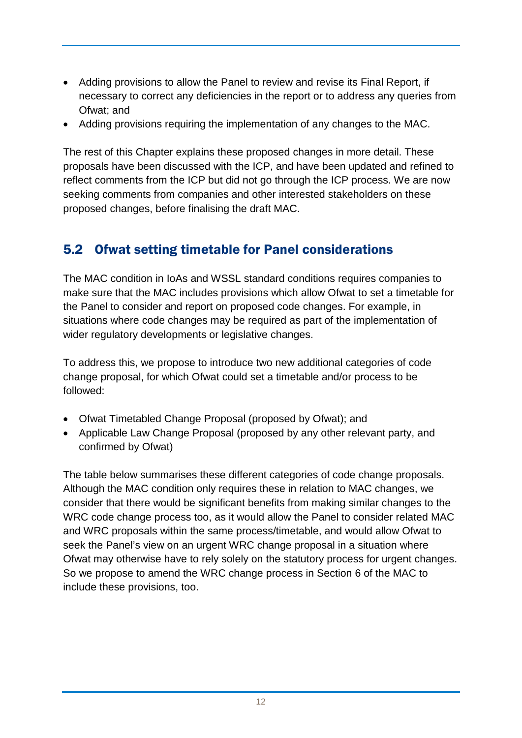- Adding provisions to allow the Panel to review and revise its Final Report, if necessary to correct any deficiencies in the report or to address any queries from Ofwat; and
- Adding provisions requiring the implementation of any changes to the MAC.

The rest of this Chapter explains these proposed changes in more detail. These proposals have been discussed with the ICP, and have been updated and refined to reflect comments from the ICP but did not go through the ICP process. We are now seeking comments from companies and other interested stakeholders on these proposed changes, before finalising the draft MAC.

## 5.2 Ofwat setting timetable for Panel considerations

The MAC condition in IoAs and WSSL standard conditions requires companies to make sure that the MAC includes provisions which allow Ofwat to set a timetable for the Panel to consider and report on proposed code changes. For example, in situations where code changes may be required as part of the implementation of wider regulatory developments or legislative changes.

To address this, we propose to introduce two new additional categories of code change proposal, for which Ofwat could set a timetable and/or process to be followed:

- Ofwat Timetabled Change Proposal (proposed by Ofwat); and
- Applicable Law Change Proposal (proposed by any other relevant party, and confirmed by Ofwat)

The table below summarises these different categories of code change proposals. Although the MAC condition only requires these in relation to MAC changes, we consider that there would be significant benefits from making similar changes to the WRC code change process too, as it would allow the Panel to consider related MAC and WRC proposals within the same process/timetable, and would allow Ofwat to seek the Panel's view on an urgent WRC change proposal in a situation where Ofwat may otherwise have to rely solely on the statutory process for urgent changes. So we propose to amend the WRC change process in Section 6 of the MAC to include these provisions, too.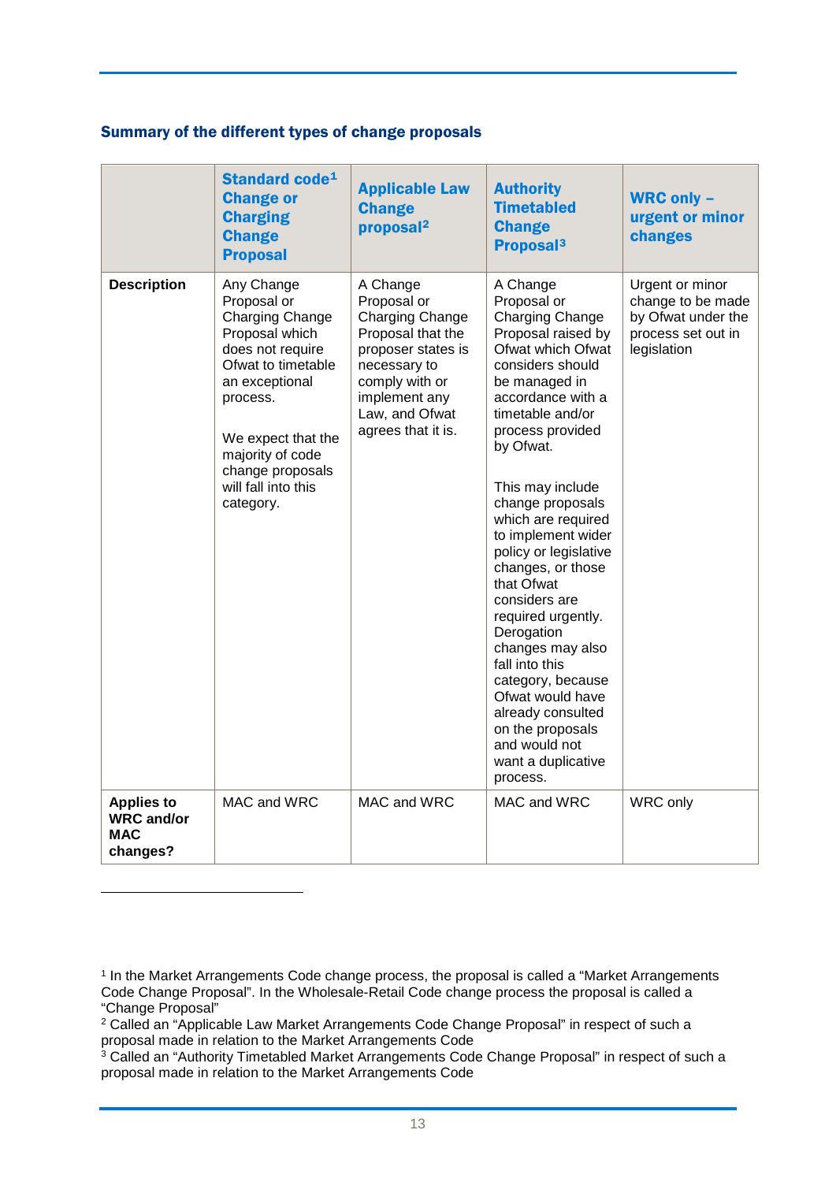### Summary of the different types of change proposals

| | Standard code[1] Change or Charging Change Proposal | Applicable Law Change proposal[2] | Authority Timetabled Change Proposal[3] | WRC only – urgent or minor changes |
|---|---|---|---|---|
| **Description** | Any Change Proposal or Charging Change Proposal which does not require Ofwat to timetable an exceptional process.<br><br>We expect that the majority of code change proposals will fall into this category. | A Change Proposal or Charging Change Proposal that the proposer states is necessary to comply with or implement any Law, and Ofwat agrees that it is. | A Change Proposal or Charging Change Proposal raised by Ofwat which Ofwat considers should be managed in accordance with a timetable and/or process provided by Ofwat.<br><br>This may include change proposals which are required to implement wider policy or legislative changes, or those that Ofwat considers are required urgently. Derogation changes may also fall into this category, because Ofwat would have already consulted on the proposals and would not want a duplicative process. | Urgent or minor change to be made by Ofwat under the process set out in legislation |
| **Applies to WRC and/or MAC changes?** | MAC and WRC | MAC and WRC | MAC and WRC | WRC only |

[1] In the Market Arrangements Code change process, the proposal is called a "Market Arrangements Code Change Proposal". In the Wholesale-Retail Code change process the proposal is called a "Change Proposal"

[2] Called an "Applicable Law Market Arrangements Code Change Proposal" in respect of such a proposal made in relation to the Market Arrangements Code

[3] Called an "Authority Timetabled Market Arrangements Code Change Proposal" in respect of such a proposal made in relation to the Market Arrangements Code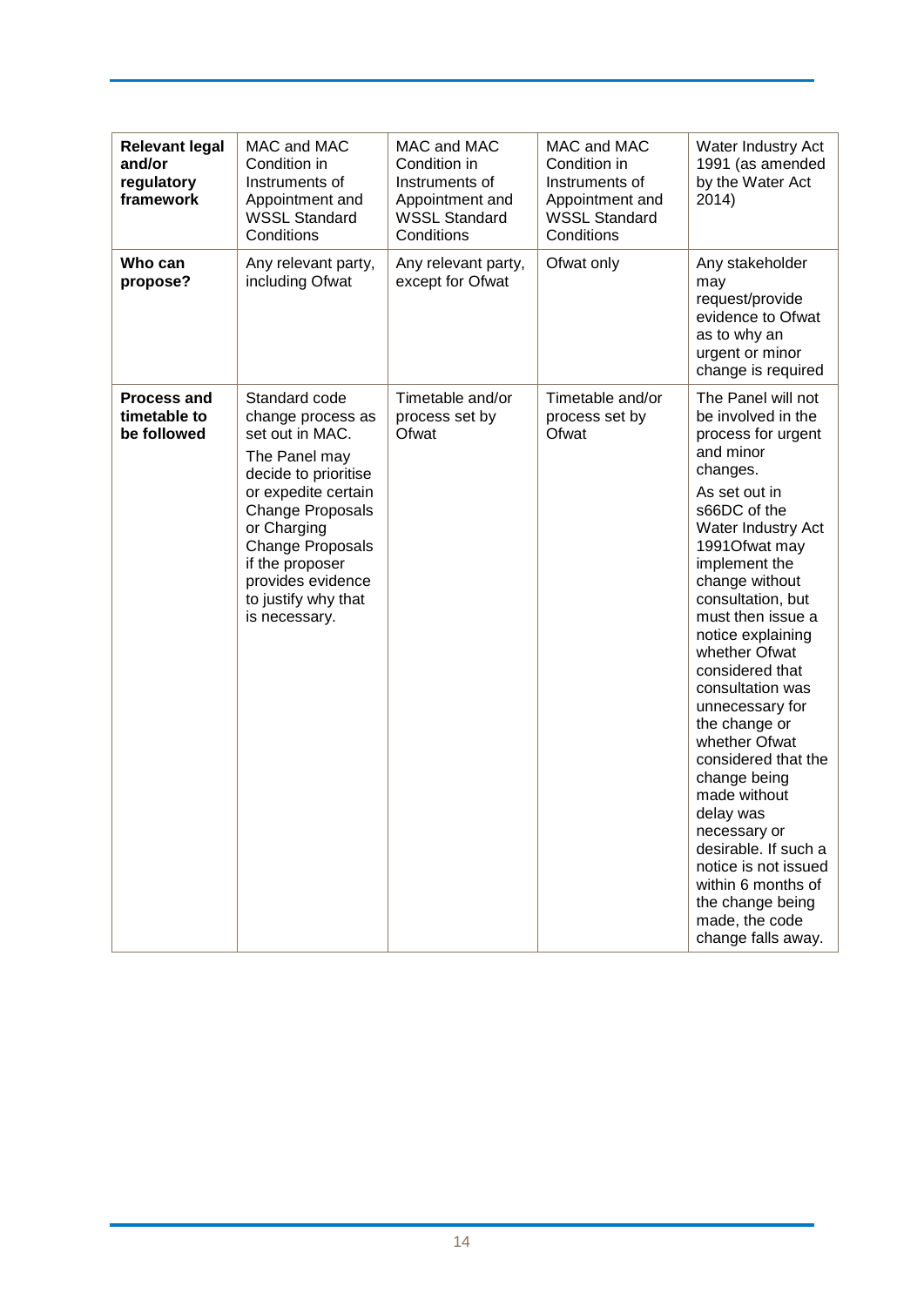| **Relevant legal and/or regulatory framework** | MAC and MAC Condition in Instruments of Appointment and WSSL Standard Conditions | MAC and MAC Condition in Instruments of Appointment and WSSL Standard Conditions | MAC and MAC Condition in Instruments of Appointment and WSSL Standard Conditions | Water Industry Act 1991 (as amended by the Water Act 2014) |
|---|---|---|---|---|
| **Who can propose?** | Any relevant party, including Ofwat | Any relevant party, except for Ofwat | Ofwat only | Any stakeholder may request/provide evidence to Ofwat as to why an urgent or minor change is required |
| **Process and timetable to be followed** | Standard code change process as set out in MAC. The Panel may decide to prioritise or expedite certain Change Proposals or Charging Change Proposals if the proposer provides evidence to justify why that is necessary. | Timetable and/or process set by Ofwat | Timetable and/or process set by Ofwat | The Panel will not be involved in the process for urgent and minor changes. As set out in s66DC of the Water Industry Act 1991Ofwat may implement the change without consultation, but must then issue a notice explaining whether Ofwat considered that consultation was unnecessary for the change or whether Ofwat considered that the change being made without delay was necessary or desirable. If such a notice is not issued within 6 months of the change being made, the code change falls away. |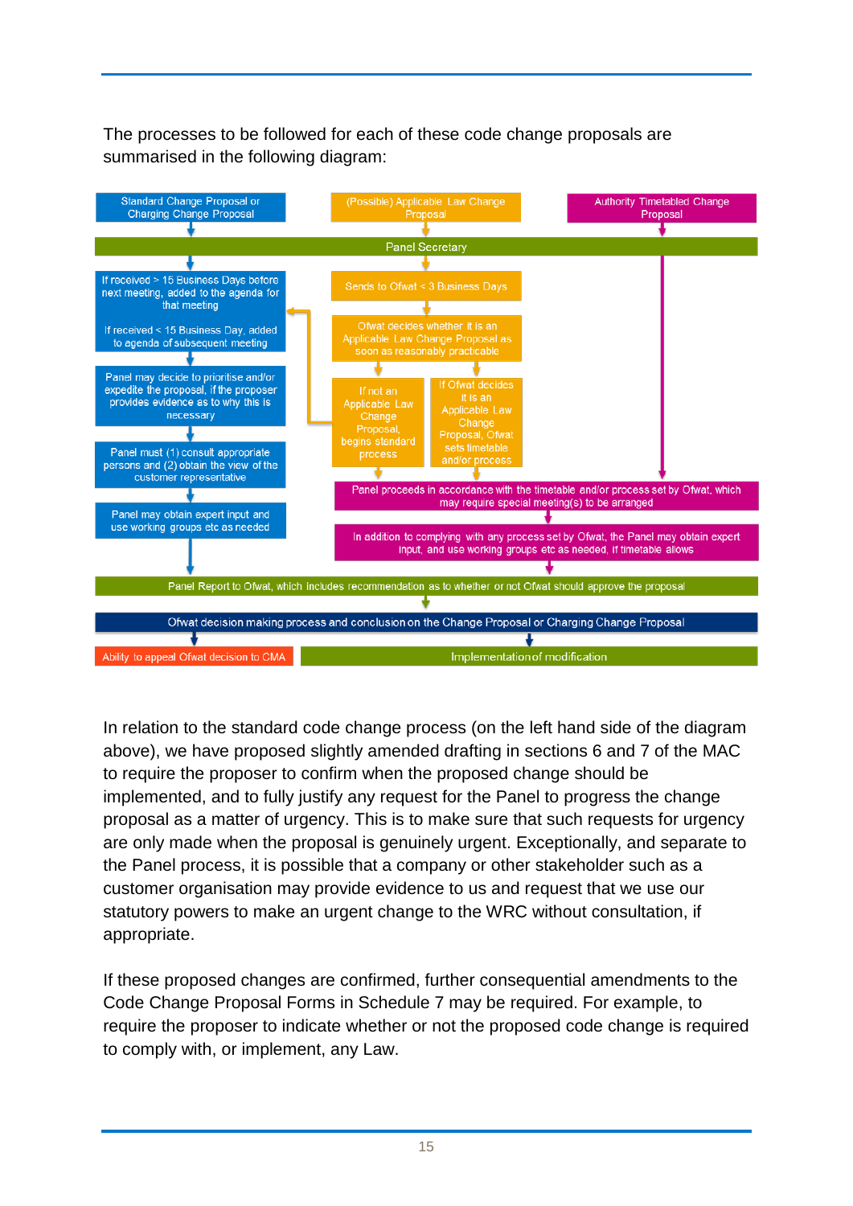The processes to be followed for each of these code change proposals are summarised in the following diagram:

Standard Change Proposal or Charging Change Proposal

(Possible) Applicable Law Change Proposal

Authority Timetabled Change Proposal

Panel Secretary

If received > 15 Business Days before next meeting, added to the agenda for that meeting

If received < 15 Business Day, added to agenda of subsequent meeting

Panel may decide to prioritise and/or expedite the proposal, if the proposer provides evidence as to why this is necessary

Panel must (1) consult appropriate persons and (2) obtain the view of the customer representative

Panel may obtain expert input and use working groups etc as needed

Sends to Ofwat < 3 Business Days

Ofwat decides whether it is an Applicable Law Change Proposal as soon as reasonably practicable

If not an Applicable Law Change Proposal, begins standard process

If Ofwat decides it is an Applicable Law Change Proposal, Ofwat sets timetable and/or process

Panel proceeds in accordance with the timetable and/or process set by Ofwat, which may require special meeting(s) to be arranged

In addition to complying with any process set by Ofwat, the Panel may obtain expert input, and use working groups etc as needed, if timetable allows

Panel Report to Ofwat, which includes recommendation as to whether or not Ofwat should approve the proposal

Ofwat decision making process and conclusion on the Change Proposal or Charging Change Proposal

Ability to appeal Ofwat decision to CMA

Implementation of modification

In relation to the standard code change process (on the left hand side of the diagram above), we have proposed slightly amended drafting in sections 6 and 7 of the MAC to require the proposer to confirm when the proposed change should be implemented, and to fully justify any request for the Panel to progress the change proposal as a matter of urgency. This is to make sure that such requests for urgency are only made when the proposal is genuinely urgent. Exceptionally, and separate to the Panel process, it is possible that a company or other stakeholder such as a customer organisation may provide evidence to us and request that we use our statutory powers to make an urgent change to the WRC without consultation, if appropriate.

If these proposed changes are confirmed, further consequential amendments to the Code Change Proposal Forms in Schedule 7 may be required. For example, to require the proposer to indicate whether or not the proposed code change is required to comply with, or implement, any Law.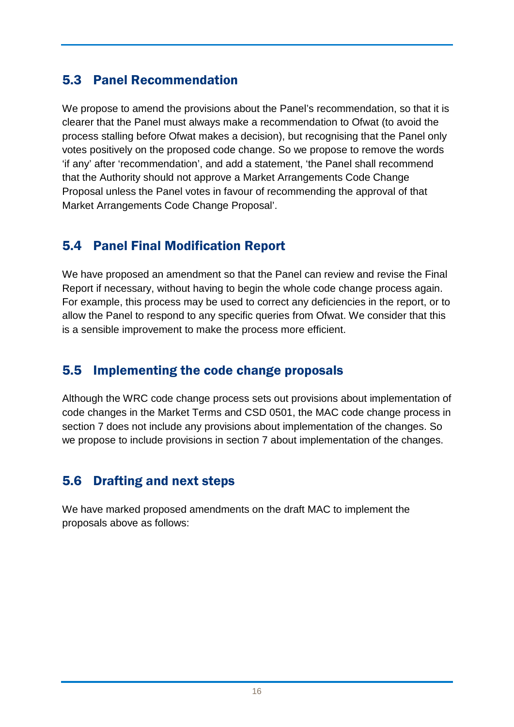## 5.3 Panel Recommendation

We propose to amend the provisions about the Panel's recommendation, so that it is clearer that the Panel must always make a recommendation to Ofwat (to avoid the process stalling before Ofwat makes a decision), but recognising that the Panel only votes positively on the proposed code change. So we propose to remove the words 'if any' after 'recommendation', and add a statement, 'the Panel shall recommend that the Authority should not approve a Market Arrangements Code Change Proposal unless the Panel votes in favour of recommending the approval of that Market Arrangements Code Change Proposal'.

## 5.4 Panel Final Modification Report

We have proposed an amendment so that the Panel can review and revise the Final Report if necessary, without having to begin the whole code change process again. For example, this process may be used to correct any deficiencies in the report, or to allow the Panel to respond to any specific queries from Ofwat. We consider that this is a sensible improvement to make the process more efficient.

## 5.5 Implementing the code change proposals

Although the WRC code change process sets out provisions about implementation of code changes in the Market Terms and CSD 0501, the MAC code change process in section 7 does not include any provisions about implementation of the changes. So we propose to include provisions in section 7 about implementation of the changes.

## 5.6 Drafting and next steps

We have marked proposed amendments on the draft MAC to implement the proposals above as follows: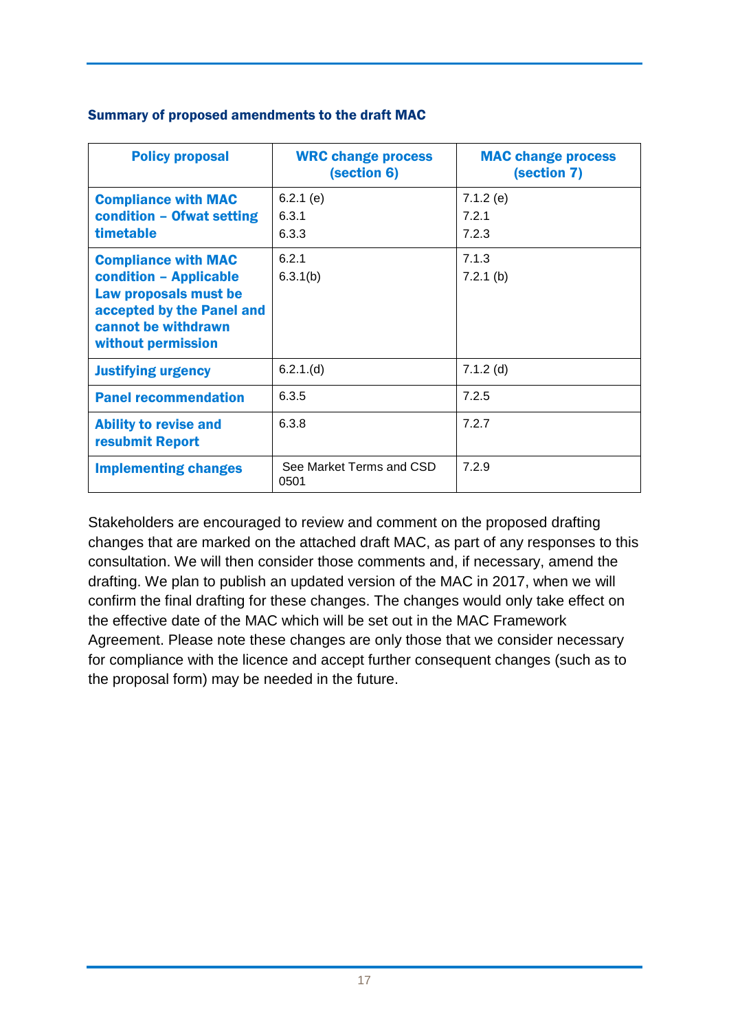### Summary of proposed amendments to the draft MAC

| Policy proposal | WRC change process (section 6) | MAC change process (section 7) |
|---|---|---|
| **Compliance with MAC condition – Ofwat setting timetable** | 6.2.1 (e)<br>6.3.1<br>6.3.3 | 7.1.2 (e)<br>7.2.1<br>7.2.3 |
| **Compliance with MAC condition – Applicable Law proposals must be accepted by the Panel and cannot be withdrawn without permission** | 6.2.1<br>6.3.1(b) | 7.1.3<br>7.2.1 (b) |
| **Justifying urgency** | 6.2.1.(d) | 7.1.2 (d) |
| **Panel recommendation** | 6.3.5 | 7.2.5 |
| **Ability to revise and resubmit Report** | 6.3.8 | 7.2.7 |
| **Implementing changes** | See Market Terms and CSD 0501 | 7.2.9 |

Stakeholders are encouraged to review and comment on the proposed drafting changes that are marked on the attached draft MAC, as part of any responses to this consultation. We will then consider those comments and, if necessary, amend the drafting. We plan to publish an updated version of the MAC in 2017, when we will confirm the final drafting for these changes. The changes would only take effect on the effective date of the MAC which will be set out in the MAC Framework Agreement. Please note these changes are only those that we consider necessary for compliance with the licence and accept further consequent changes (such as to the proposal form) may be needed in the future.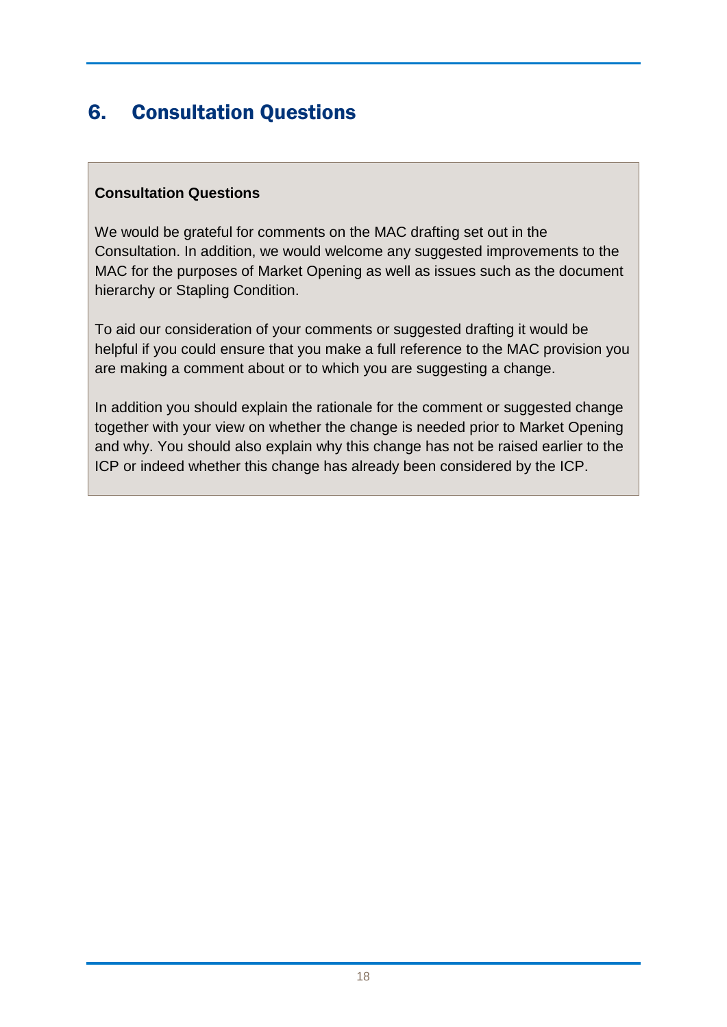# 6. Consultation Questions

**Consultation Questions**

We would be grateful for comments on the MAC drafting set out in the Consultation. In addition, we would welcome any suggested improvements to the MAC for the purposes of Market Opening as well as issues such as the document hierarchy or Stapling Condition.

To aid our consideration of your comments or suggested drafting it would be helpful if you could ensure that you make a full reference to the MAC provision you are making a comment about or to which you are suggesting a change.

In addition you should explain the rationale for the comment or suggested change together with your view on whether the change is needed prior to Market Opening and why. You should also explain why this change has not be raised earlier to the ICP or indeed whether this change has already been considered by the ICP.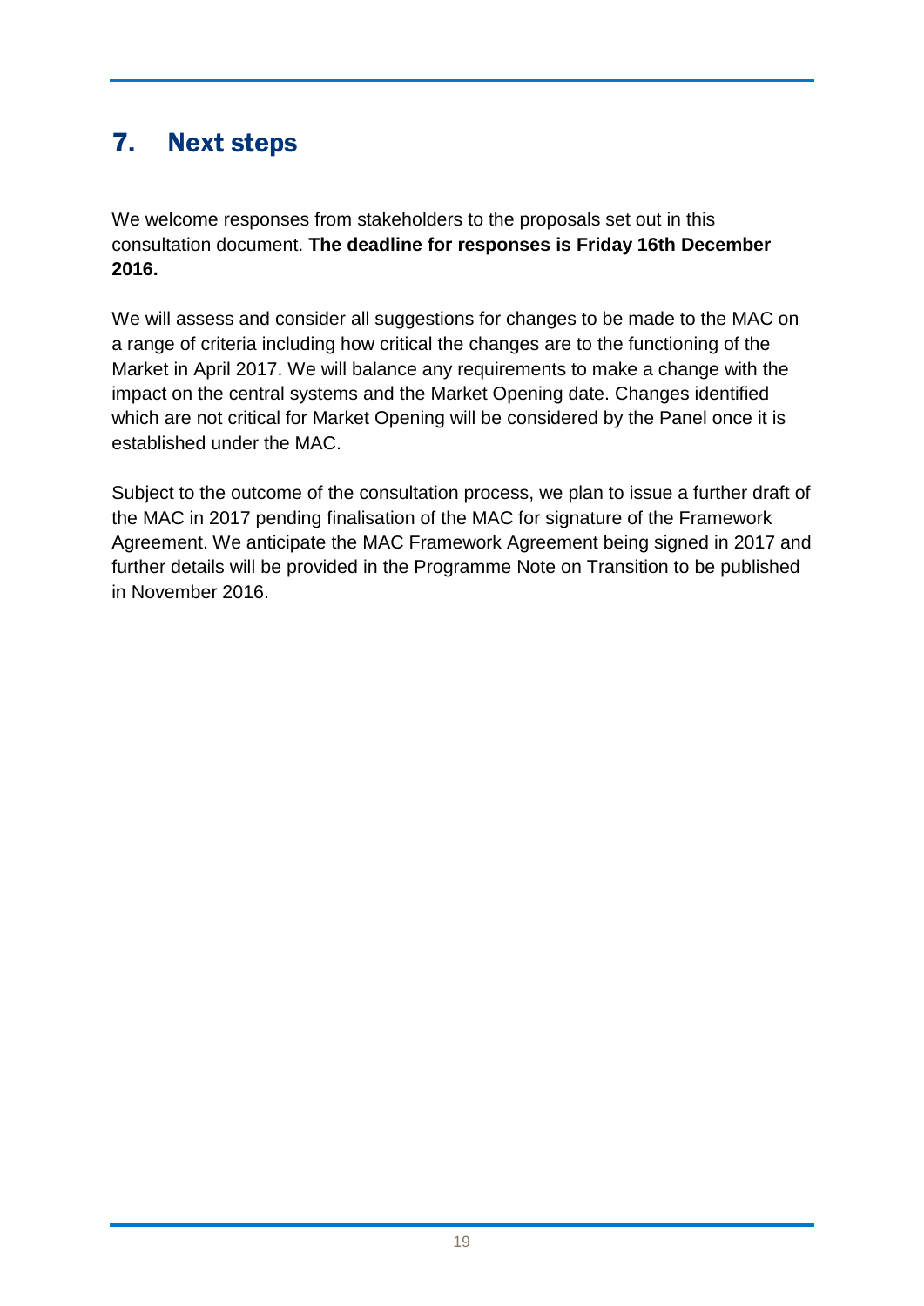## 7. Next steps

We welcome responses from stakeholders to the proposals set out in this consultation document. **The deadline for responses is Friday 16th December 2016.**

We will assess and consider all suggestions for changes to be made to the MAC on a range of criteria including how critical the changes are to the functioning of the Market in April 2017. We will balance any requirements to make a change with the impact on the central systems and the Market Opening date. Changes identified which are not critical for Market Opening will be considered by the Panel once it is established under the MAC.

Subject to the outcome of the consultation process, we plan to issue a further draft of the MAC in 2017 pending finalisation of the MAC for signature of the Framework Agreement. We anticipate the MAC Framework Agreement being signed in 2017 and further details will be provided in the Programme Note on Transition to be published in November 2016.